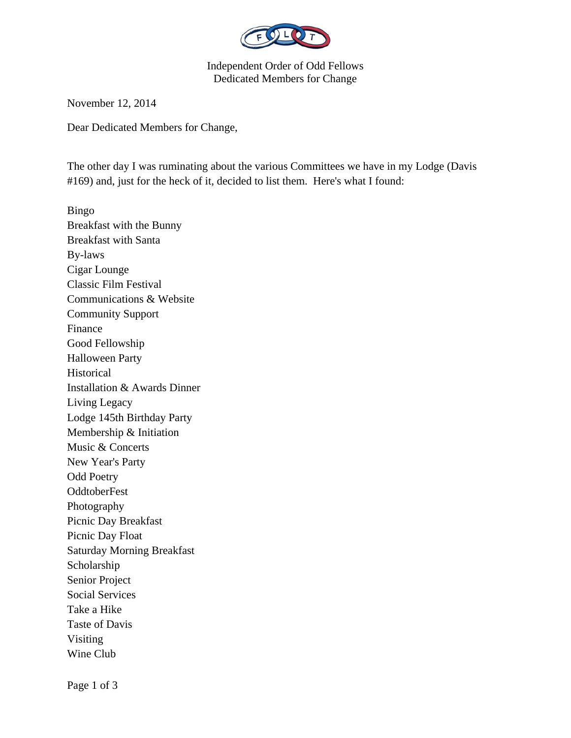Independent Order of Odd Fellows
Dedicated Members for Change

November 12, 2014

Dear Dedicated Members for Change,

The other day I was ruminating about the various Committees we have in my Lodge (Davis #169) and, just for the heck of it, decided to list them. Here's what I found:

Bingo
Breakfast with the Bunny
Breakfast with Santa
By-laws
Cigar Lounge
Classic Film Festival
Communications & Website
Community Support
Finance
Good Fellowship
Halloween Party
Historical
Installation & Awards Dinner
Living Legacy
Lodge 145th Birthday Party
Membership & Initiation
Music & Concerts
New Year's Party
Odd Poetry
OddtoberFest
Photography
Picnic Day Breakfast
Picnic Day Float
Saturday Morning Breakfast
Scholarship
Senior Project
Social Services
Take a Hike
Taste of Davis
Visiting
Wine Club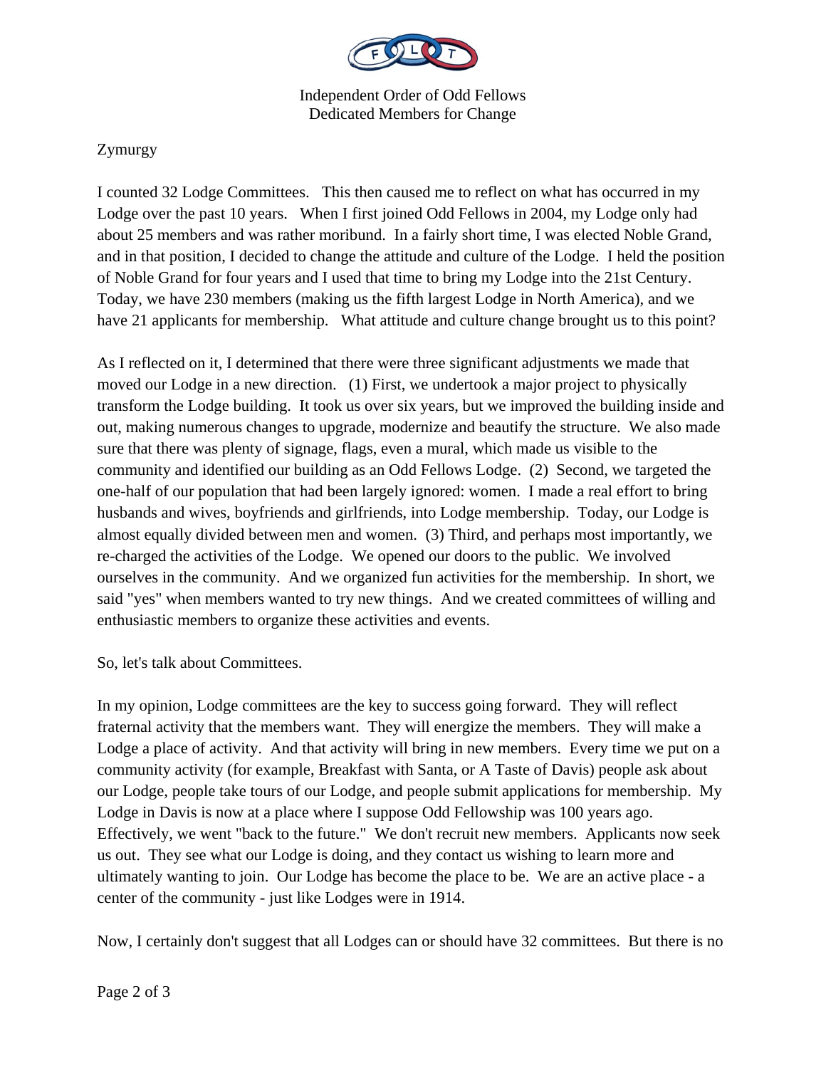Zymurgy

I counted 32 Lodge Committees. This then caused me to reflect on what has occurred in my Lodge over the past 10 years. When I first joined Odd Fellows in 2004, my Lodge only had about 25 members and was rather moribund. In a fairly short time, I was elected Noble Grand, and in that position, I decided to change the attitude and culture of the Lodge. I held the position of Noble Grand for four years and I used that time to bring my Lodge into the 21st Century. Today, we have 230 members (making us the fifth largest Lodge in North America), and we have 21 applicants for membership. What attitude and culture change brought us to this point?

As I reflected on it, I determined that there were three significant adjustments we made that moved our Lodge in a new direction. (1) First, we undertook a major project to physically transform the Lodge building. It took us over six years, but we improved the building inside and out, making numerous changes to upgrade, modernize and beautify the structure. We also made sure that there was plenty of signage, flags, even a mural, which made us visible to the community and identified our building as an Odd Fellows Lodge. (2) Second, we targeted the one-half of our population that had been largely ignored: women. I made a real effort to bring husbands and wives, boyfriends and girlfriends, into Lodge membership. Today, our Lodge is almost equally divided between men and women. (3) Third, and perhaps most importantly, we re-charged the activities of the Lodge. We opened our doors to the public. We involved ourselves in the community. And we organized fun activities for the membership. In short, we said "yes" when members wanted to try new things. And we created committees of willing and enthusiastic members to organize these activities and events.

So, let's talk about Committees.

In my opinion, Lodge committees are the key to success going forward. They will reflect fraternal activity that the members want. They will energize the members. They will make a Lodge a place of activity. And that activity will bring in new members. Every time we put on a community activity (for example, Breakfast with Santa, or A Taste of Davis) people ask about our Lodge, people take tours of our Lodge, and people submit applications for membership. My Lodge in Davis is now at a place where I suppose Odd Fellowship was 100 years ago. Effectively, we went "back to the future." We don't recruit new members. Applicants now seek us out. They see what our Lodge is doing, and they contact us wishing to learn more and ultimately wanting to join. Our Lodge has become the place to be. We are an active place - a center of the community - just like Lodges were in 1914.

Now, I certainly don't suggest that all Lodges can or should have 32 committees. But there is no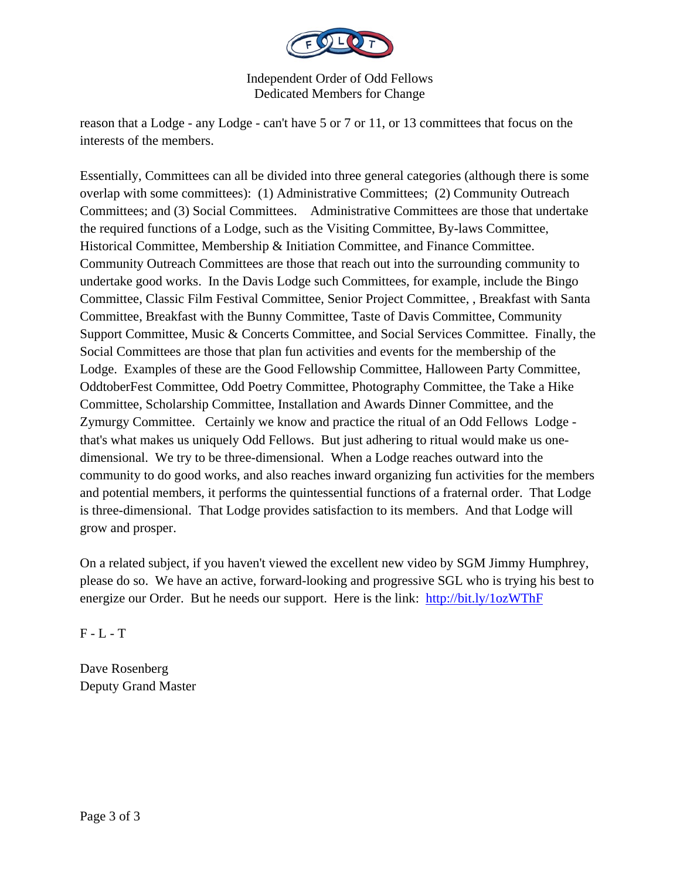reason that a Lodge - any Lodge - can't have 5 or 7 or 11, or 13 committees that focus on the interests of the members.

Essentially, Committees can all be divided into three general categories (although there is some overlap with some committees): (1) Administrative Committees; (2) Community Outreach Committees; and (3) Social Committees. Administrative Committees are those that undertake the required functions of a Lodge, such as the Visiting Committee, By-laws Committee, Historical Committee, Membership & Initiation Committee, and Finance Committee. Community Outreach Committees are those that reach out into the surrounding community to undertake good works. In the Davis Lodge such Committees, for example, include the Bingo Committee, Classic Film Festival Committee, Senior Project Committee, , Breakfast with Santa Committee, Breakfast with the Bunny Committee, Taste of Davis Committee, Community Support Committee, Music & Concerts Committee, and Social Services Committee. Finally, the Social Committees are those that plan fun activities and events for the membership of the Lodge. Examples of these are the Good Fellowship Committee, Halloween Party Committee, OddtoberFest Committee, Odd Poetry Committee, Photography Committee, the Take a Hike Committee, Scholarship Committee, Installation and Awards Dinner Committee, and the Zymurgy Committee. Certainly we know and practice the ritual of an Odd Fellows Lodge - that's what makes us uniquely Odd Fellows. But just adhering to ritual would make us one-dimensional. We try to be three-dimensional. When a Lodge reaches outward into the community to do good works, and also reaches inward organizing fun activities for the members and potential members, it performs the quintessential functions of a fraternal order. That Lodge is three-dimensional. That Lodge provides satisfaction to its members. And that Lodge will grow and prosper.

On a related subject, if you haven't viewed the excellent new video by SGM Jimmy Humphrey, please do so. We have an active, forward-looking and progressive SGL who is trying his best to energize our Order. But he needs our support. Here is the link: [http://bit.ly/1ozWThF](http://bit.ly/1ozWThF)

F - L - T

Dave Rosenberg
Deputy Grand Master